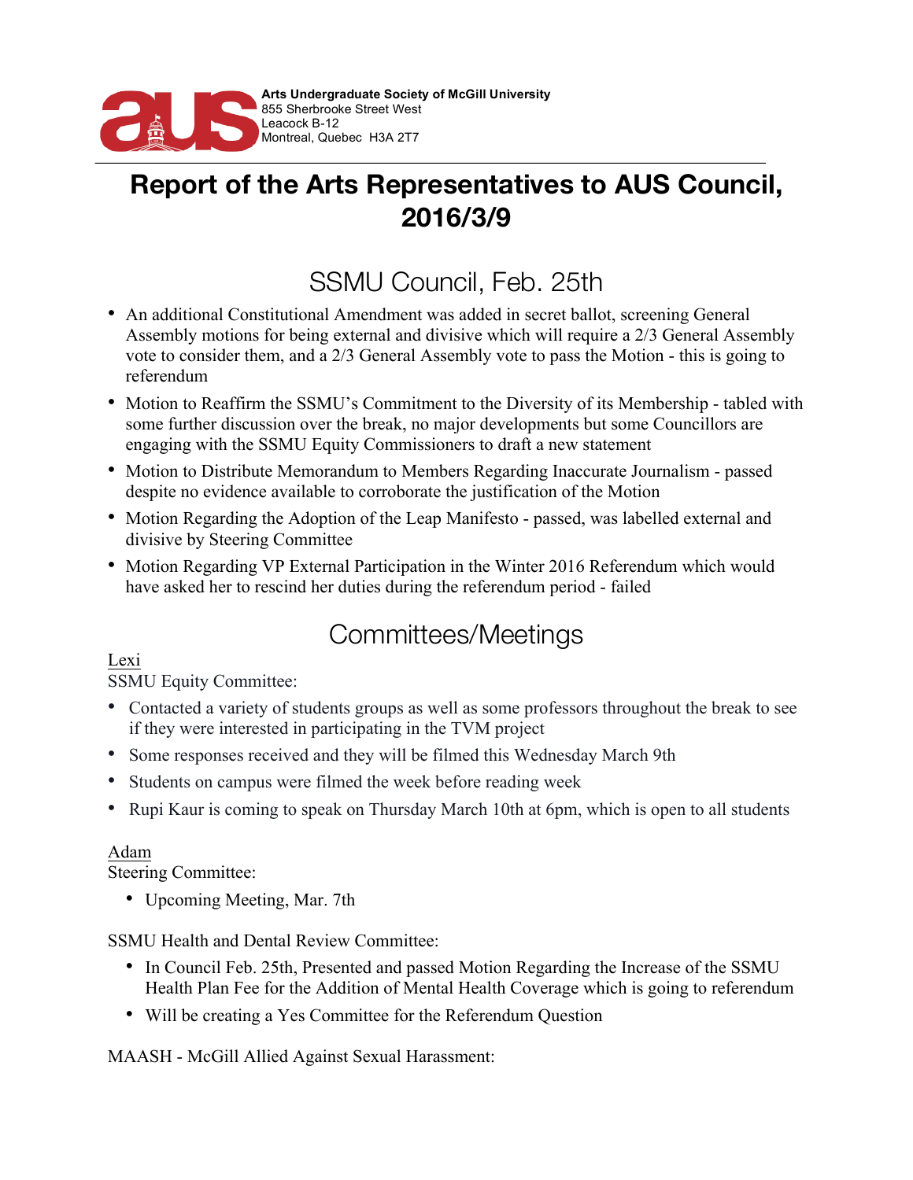**Arts Undergraduate Society of McGill University**
855 Sherbrooke Street West
Leacock B-12
Montreal, Quebec H3A 2T7

# Report of the Arts Representatives to AUS Council, 2016/3/9

## SSMU Council, Feb. 25th

- An additional Constitutional Amendment was added in secret ballot, screening General Assembly motions for being external and divisive which will require a 2/3 General Assembly vote to consider them, and a 2/3 General Assembly vote to pass the Motion - this is going to referendum
- Motion to Reaffirm the SSMU's Commitment to the Diversity of its Membership - tabled with some further discussion over the break, no major developments but some Councillors are engaging with the SSMU Equity Commissioners to draft a new statement
- Motion to Distribute Memorandum to Members Regarding Inaccurate Journalism - passed despite no evidence available to corroborate the justification of the Motion
- Motion Regarding the Adoption of the Leap Manifesto - passed, was labelled external and divisive by Steering Committee
- Motion Regarding VP External Participation in the Winter 2016 Referendum which would have asked her to rescind her duties during the referendum period - failed

## Committees/Meetings

Lexi

SSMU Equity Committee:

- Contacted a variety of students groups as well as some professors throughout the break to see if they were interested in participating in the TVM project
- Some responses received and they will be filmed this Wednesday March 9th
- Students on campus were filmed the week before reading week
- Rupi Kaur is coming to speak on Thursday March 10th at 6pm, which is open to all students

Adam

Steering Committee:

- Upcoming Meeting, Mar. 7th

SSMU Health and Dental Review Committee:

- In Council Feb. 25th, Presented and passed Motion Regarding the Increase of the SSMU Health Plan Fee for the Addition of Mental Health Coverage which is going to referendum
- Will be creating a Yes Committee for the Referendum Question

MAASH - McGill Allied Against Sexual Harassment: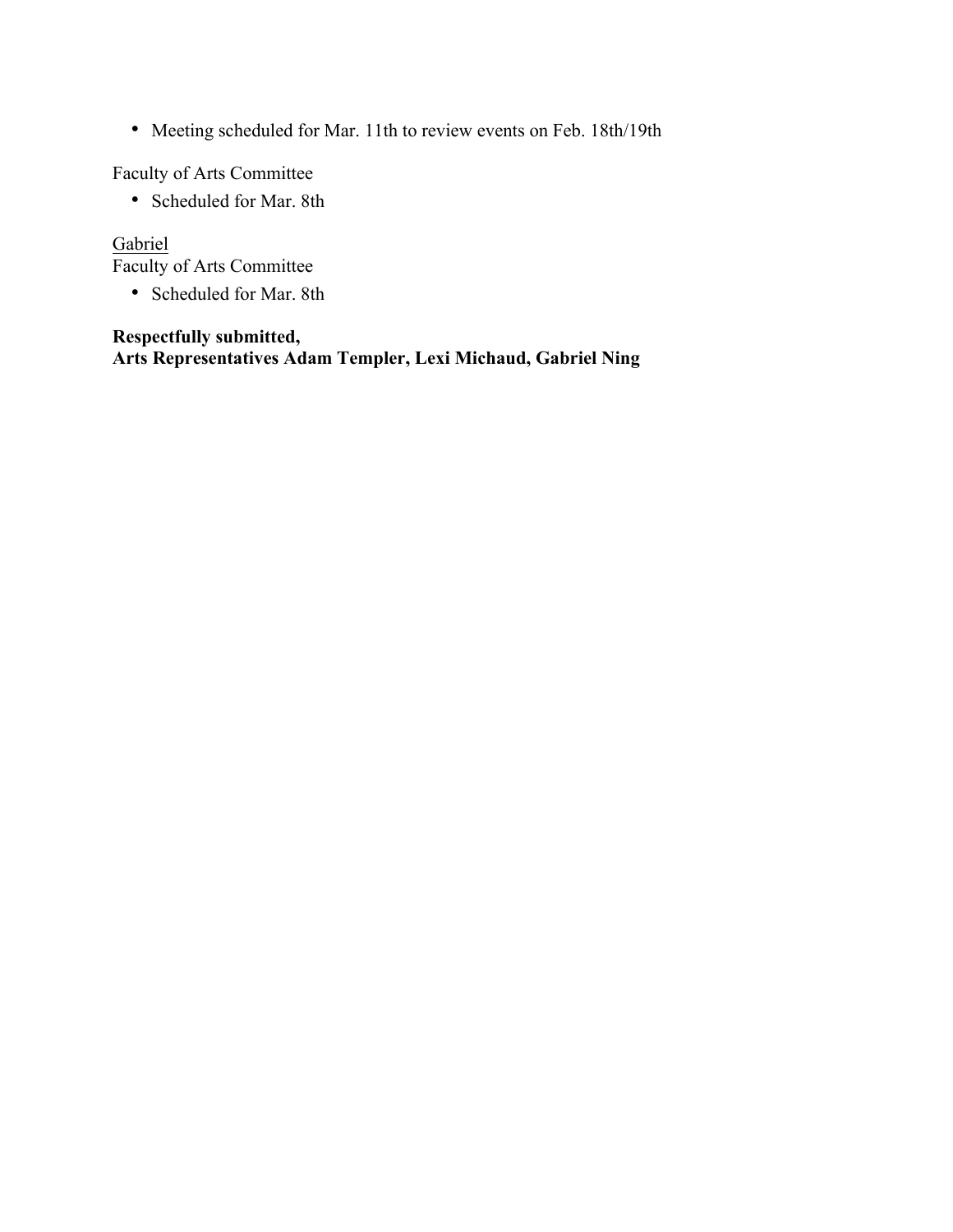- Meeting scheduled for Mar. 11th to review events on Feb. 18th/19th

Faculty of Arts Committee

- Scheduled for Mar. 8th

<u>Gabriel</u>

Faculty of Arts Committee

- Scheduled for Mar. 8th

**Respectfully submitted,**
**Arts Representatives Adam Templer, Lexi Michaud, Gabriel Ning**